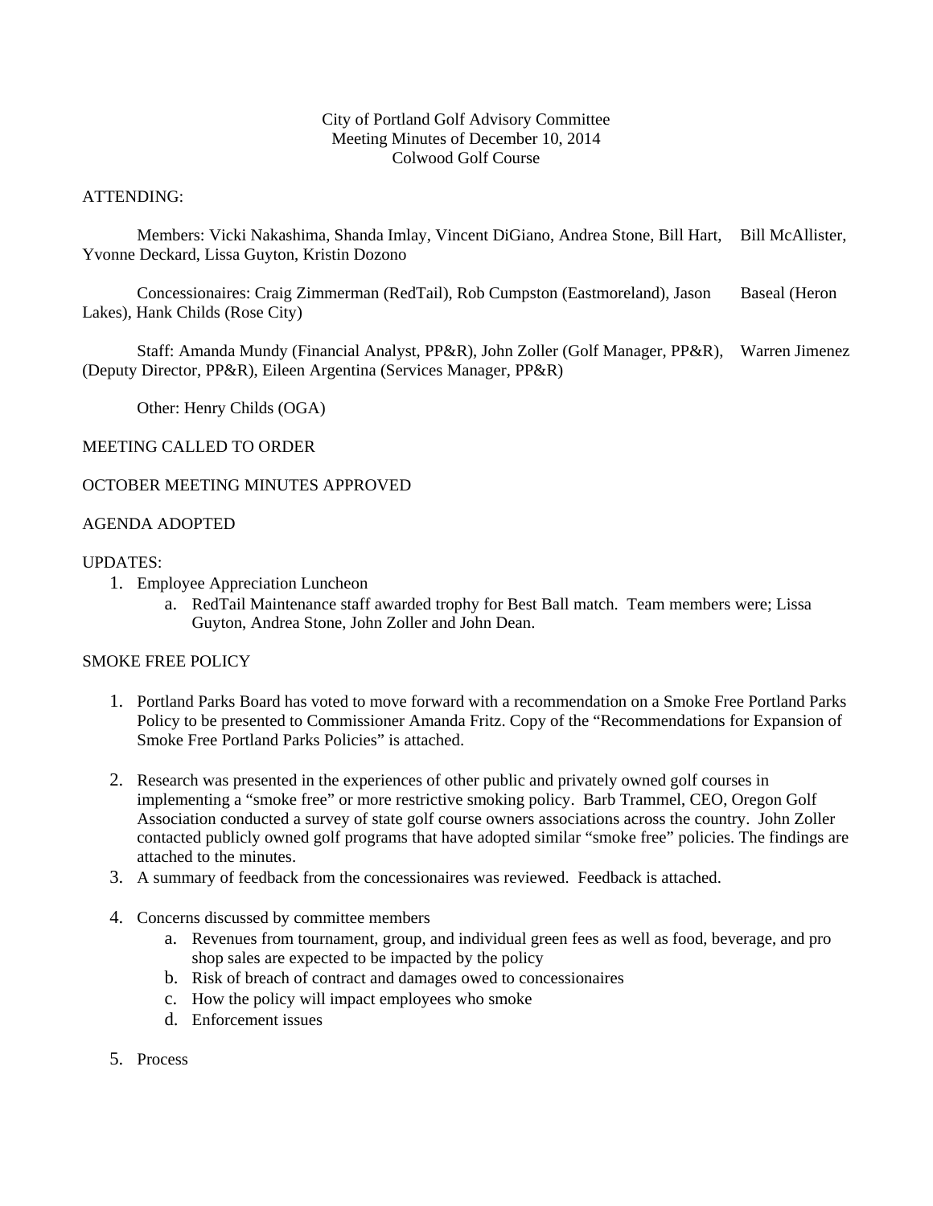City of Portland Golf Advisory Committee
Meeting Minutes of December 10, 2014
Colwood Golf Course

ATTENDING:

Members: Vicki Nakashima, Shanda Imlay, Vincent DiGiano, Andrea Stone, Bill Hart, Bill McAllister, Yvonne Deckard, Lissa Guyton, Kristin Dozono

Concessionaires: Craig Zimmerman (RedTail), Rob Cumpston (Eastmoreland), Jason Baseal (Heron Lakes), Hank Childs (Rose City)

Staff: Amanda Mundy (Financial Analyst, PP&R), John Zoller (Golf Manager, PP&R), Warren Jimenez (Deputy Director, PP&R), Eileen Argentina (Services Manager, PP&R)

Other: Henry Childs (OGA)

MEETING CALLED TO ORDER

OCTOBER MEETING MINUTES APPROVED

AGENDA ADOPTED

UPDATES:

1. Employee Appreciation Luncheon
   a. RedTail Maintenance staff awarded trophy for Best Ball match. Team members were; Lissa Guyton, Andrea Stone, John Zoller and John Dean.

SMOKE FREE POLICY

1. Portland Parks Board has voted to move forward with a recommendation on a Smoke Free Portland Parks Policy to be presented to Commissioner Amanda Fritz. Copy of the "Recommendations for Expansion of Smoke Free Portland Parks Policies" is attached.

2. Research was presented in the experiences of other public and privately owned golf courses in implementing a "smoke free" or more restrictive smoking policy. Barb Trammel, CEO, Oregon Golf Association conducted a survey of state golf course owners associations across the country. John Zoller contacted publicly owned golf programs that have adopted similar "smoke free" policies. The findings are attached to the minutes.
3. A summary of feedback from the concessionaires was reviewed. Feedback is attached.

4. Concerns discussed by committee members
   a. Revenues from tournament, group, and individual green fees as well as food, beverage, and pro shop sales are expected to be impacted by the policy
   b. Risk of breach of contract and damages owed to concessionaires
   c. How the policy will impact employees who smoke
   d. Enforcement issues

5. Process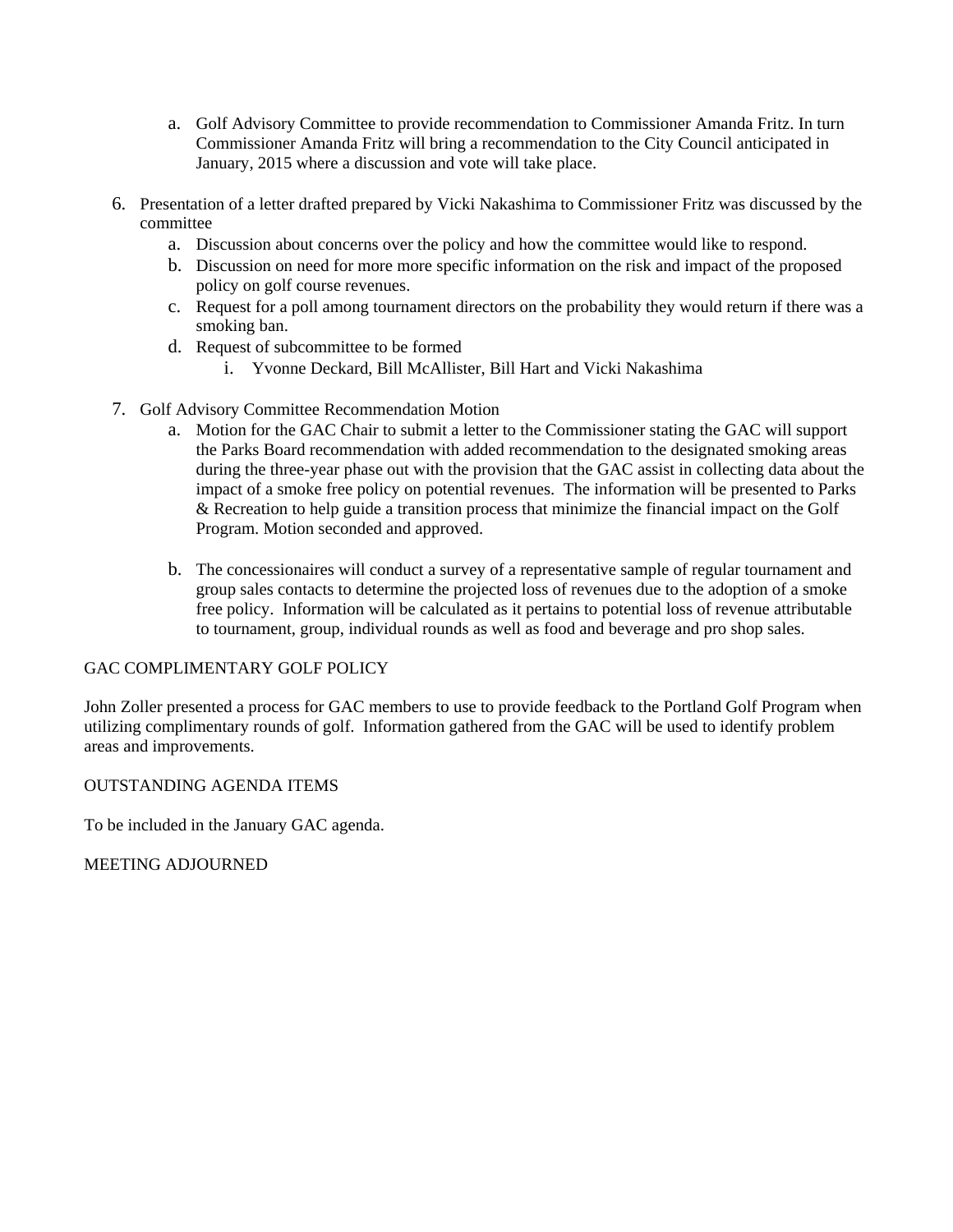a. Golf Advisory Committee to provide recommendation to Commissioner Amanda Fritz. In turn Commissioner Amanda Fritz will bring a recommendation to the City Council anticipated in January, 2015 where a discussion and vote will take place.

6. Presentation of a letter drafted prepared by Vicki Nakashima to Commissioner Fritz was discussed by the committee
   a. Discussion about concerns over the policy and how the committee would like to respond.
   b. Discussion on need for more more specific information on the risk and impact of the proposed policy on golf course revenues.
   c. Request for a poll among tournament directors on the probability they would return if there was a smoking ban.
   d. Request of subcommittee to be formed
      i. Yvonne Deckard, Bill McAllister, Bill Hart and Vicki Nakashima

7. Golf Advisory Committee Recommendation Motion
   a. Motion for the GAC Chair to submit a letter to the Commissioner stating the GAC will support the Parks Board recommendation with added recommendation to the designated smoking areas during the three-year phase out with the provision that the GAC assist in collecting data about the impact of a smoke free policy on potential revenues. The information will be presented to Parks & Recreation to help guide a transition process that minimize the financial impact on the Golf Program. Motion seconded and approved.

   b. The concessionaires will conduct a survey of a representative sample of regular tournament and group sales contacts to determine the projected loss of revenues due to the adoption of a smoke free policy. Information will be calculated as it pertains to potential loss of revenue attributable to tournament, group, individual rounds as well as food and beverage and pro shop sales.

GAC COMPLIMENTARY GOLF POLICY

John Zoller presented a process for GAC members to use to provide feedback to the Portland Golf Program when utilizing complimentary rounds of golf. Information gathered from the GAC will be used to identify problem areas and improvements.

OUTSTANDING AGENDA ITEMS

To be included in the January GAC agenda.

MEETING ADJOURNED